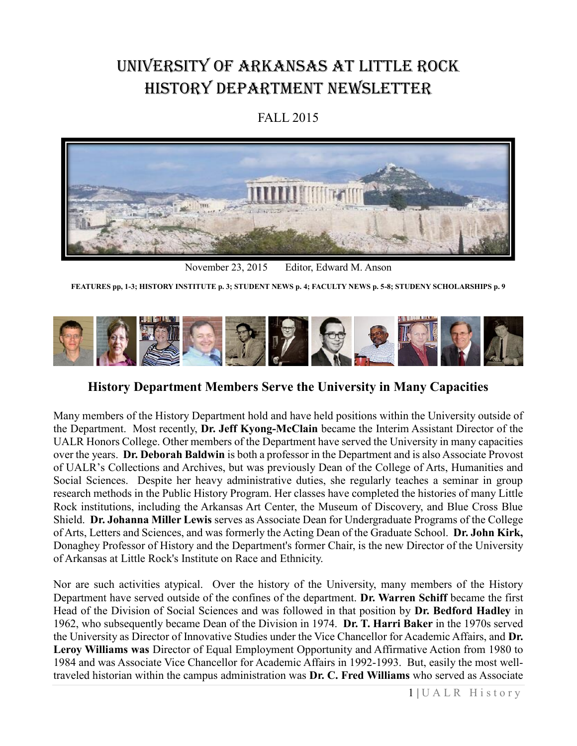# University of Arkansas at Little Rock
# History Department Newsletter

FALL 2015

November 23, 2015 Editor, Edward M. Anson

**FEATURES pp, 1-3; HISTORY INSTITUTE p. 3; STUDENT NEWS p. 4; FACULTY NEWS p. 5-8; STUDENY SCHOLARSHIPS p. 9**

## History Department Members Serve the University in Many Capacities

Many members of the History Department hold and have held positions within the University outside of the Department. Most recently, **Dr. Jeff Kyong-McClain** became the Interim Assistant Director of the UALR Honors College. Other members of the Department have served the University in many capacities over the years. **Dr. Deborah Baldwin** is both a professor in the Department and is also Associate Provost of UALR's Collections and Archives, but was previously Dean of the College of Arts, Humanities and Social Sciences. Despite her heavy administrative duties, she regularly teaches a seminar in group research methods in the Public History Program. Her classes have completed the histories of many Little Rock institutions, including the Arkansas Art Center, the Museum of Discovery, and Blue Cross Blue Shield. **Dr. Johanna Miller Lewis** serves as Associate Dean for Undergraduate Programs of the College of Arts, Letters and Sciences, and was formerly the Acting Dean of the Graduate School. **Dr. John Kirk,** Donaghey Professor of History and the Department's former Chair, is the new Director of the University of Arkansas at Little Rock's Institute on Race and Ethnicity.

Nor are such activities atypical. Over the history of the University, many members of the History Department have served outside of the confines of the department. **Dr. Warren Schiff** became the first Head of the Division of Social Sciences and was followed in that position by **Dr. Bedford Hadley** in 1962, who subsequently became Dean of the Division in 1974. **Dr. T. Harri Baker** in the 1970s served the University as Director of Innovative Studies under the Vice Chancellor for Academic Affairs, and **Dr. Leroy Williams was** Director of Equal Employment Opportunity and Affirmative Action from 1980 to 1984 and was Associate Vice Chancellor for Academic Affairs in 1992-1993. But, easily the most well-traveled historian within the campus administration was **Dr. C. Fred Williams** who served as Associate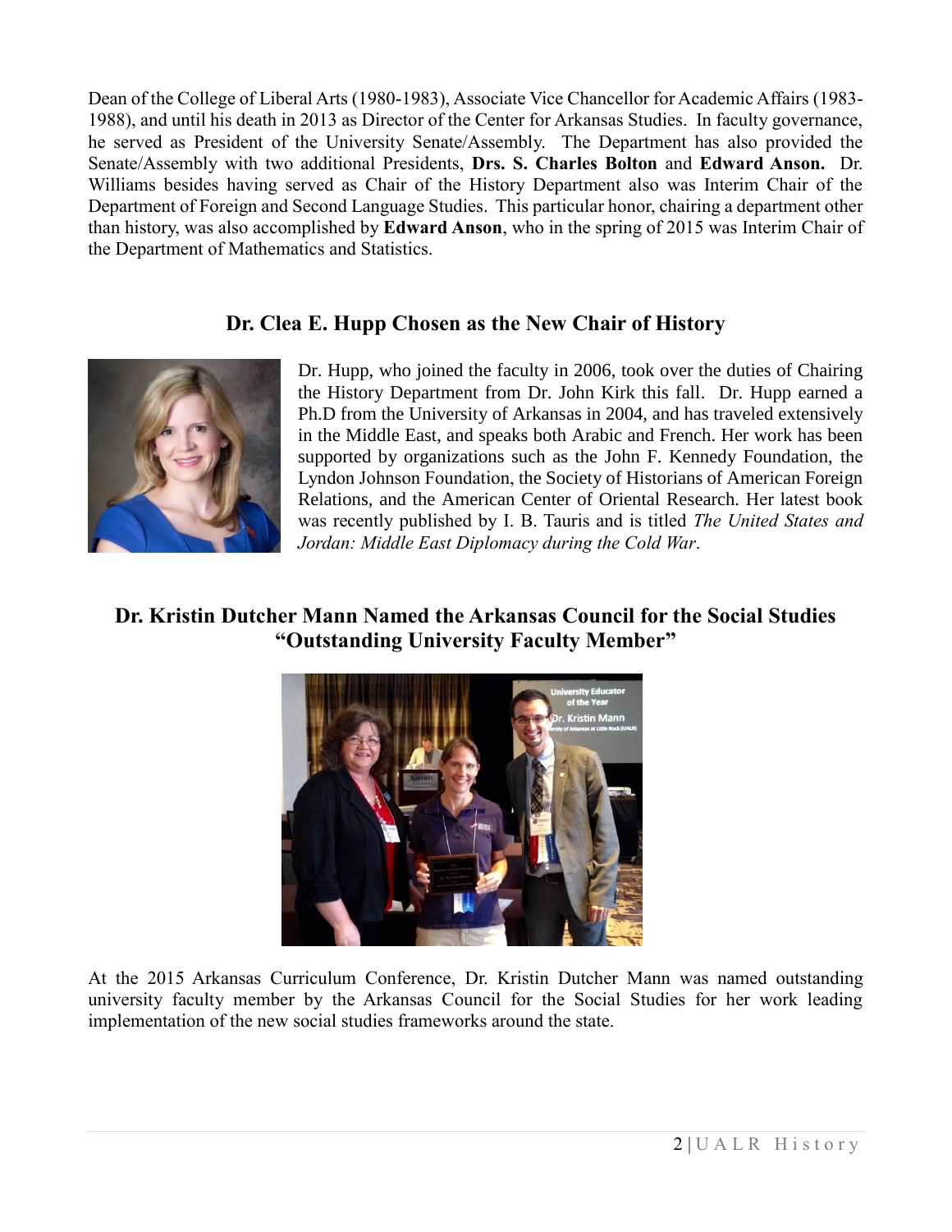Dean of the College of Liberal Arts (1980-1983), Associate Vice Chancellor for Academic Affairs (1983-1988), and until his death in 2013 as Director of the Center for Arkansas Studies. In faculty governance, he served as President of the University Senate/Assembly. The Department has also provided the Senate/Assembly with two additional Presidents, **Drs. S. Charles Bolton** and **Edward Anson.** Dr. Williams besides having served as Chair of the History Department also was Interim Chair of the Department of Foreign and Second Language Studies. This particular honor, chairing a department other than history, was also accomplished by **Edward Anson**, who in the spring of 2015 was Interim Chair of the Department of Mathematics and Statistics.

## Dr. Clea E. Hupp Chosen as the New Chair of History

Dr. Hupp, who joined the faculty in 2006, took over the duties of Chairing the History Department from Dr. John Kirk this fall. Dr. Hupp earned a Ph.D from the University of Arkansas in 2004, and has traveled extensively in the Middle East, and speaks both Arabic and French. Her work has been supported by organizations such as the John F. Kennedy Foundation, the Lyndon Johnson Foundation, the Society of Historians of American Foreign Relations, and the American Center of Oriental Research. Her latest book was recently published by I. B. Tauris and is titled *The United States and Jordan: Middle East Diplomacy during the Cold War*.

## Dr. Kristin Dutcher Mann Named the Arkansas Council for the Social Studies "Outstanding University Faculty Member"

At the 2015 Arkansas Curriculum Conference, Dr. Kristin Dutcher Mann was named outstanding university faculty member by the Arkansas Council for the Social Studies for her work leading implementation of the new social studies frameworks around the state.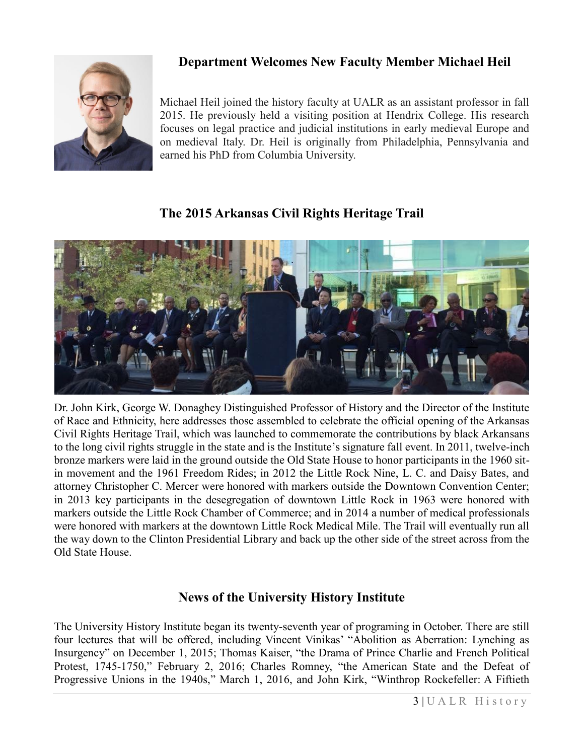## Department Welcomes New Faculty Member Michael Heil

Michael Heil joined the history faculty at UALR as an assistant professor in fall 2015. He previously held a visiting position at Hendrix College. His research focuses on legal practice and judicial institutions in early medieval Europe and on medieval Italy. Dr. Heil is originally from Philadelphia, Pennsylvania and earned his PhD from Columbia University.

## The 2015 Arkansas Civil Rights Heritage Trail

Dr. John Kirk, George W. Donaghey Distinguished Professor of History and the Director of the Institute of Race and Ethnicity, here addresses those assembled to celebrate the official opening of the Arkansas Civil Rights Heritage Trail, which was launched to commemorate the contributions by black Arkansans to the long civil rights struggle in the state and is the Institute's signature fall event. In 2011, twelve-inch bronze markers were laid in the ground outside the Old State House to honor participants in the 1960 sit-in movement and the 1961 Freedom Rides; in 2012 the Little Rock Nine, L. C. and Daisy Bates, and attorney Christopher C. Mercer were honored with markers outside the Downtown Convention Center; in 2013 key participants in the desegregation of downtown Little Rock in 1963 were honored with markers outside the Little Rock Chamber of Commerce; and in 2014 a number of medical professionals were honored with markers at the downtown Little Rock Medical Mile. The Trail will eventually run all the way down to the Clinton Presidential Library and back up the other side of the street across from the Old State House.

## News of the University History Institute

The University History Institute began its twenty-seventh year of programing in October. There are still four lectures that will be offered, including Vincent Vinikas' "Abolition as Aberration: Lynching as Insurgency" on December 1, 2015; Thomas Kaiser, "the Drama of Prince Charlie and French Political Protest, 1745-1750," February 2, 2016; Charles Romney, "the American State and the Defeat of Progressive Unions in the 1940s," March 1, 2016, and John Kirk, "Winthrop Rockefeller: A Fiftieth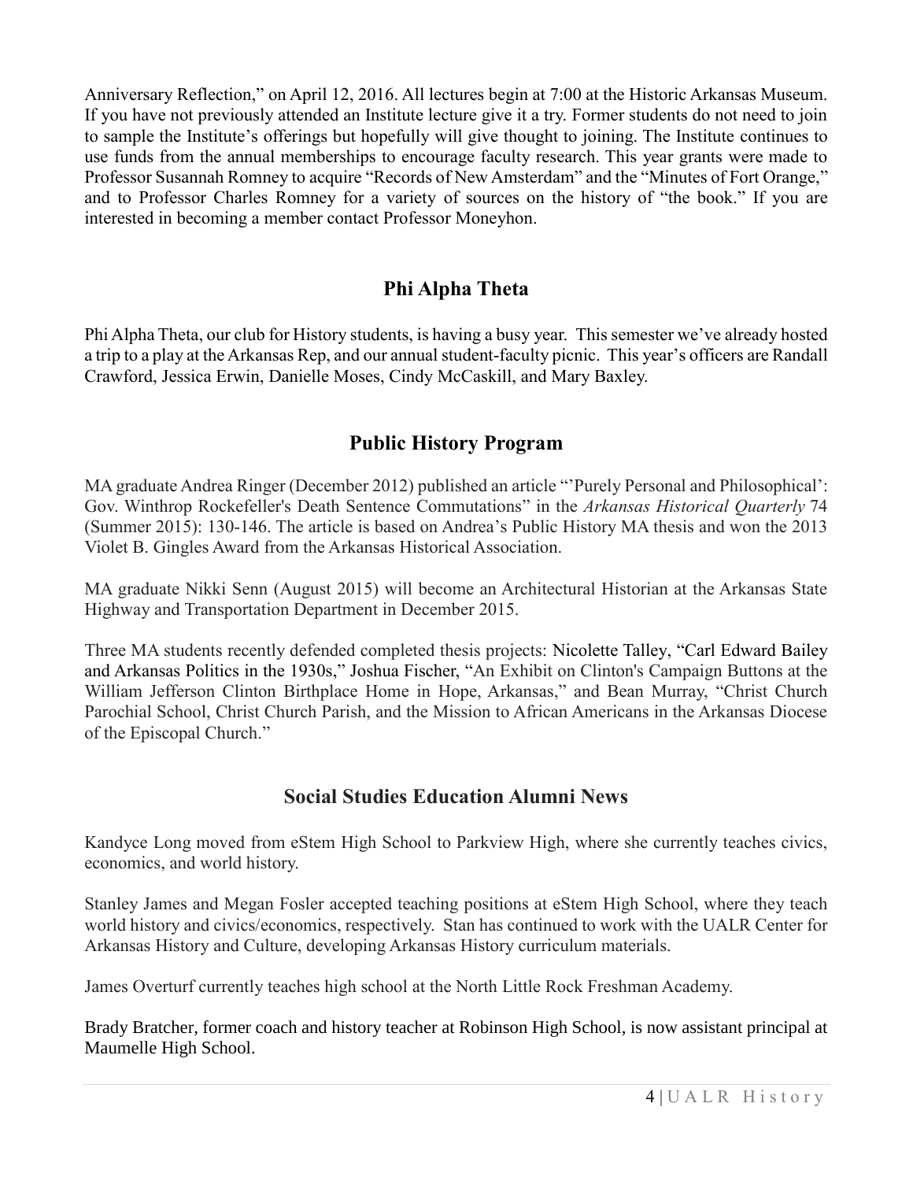Anniversary Reflection," on April 12, 2016. All lectures begin at 7:00 at the Historic Arkansas Museum. If you have not previously attended an Institute lecture give it a try. Former students do not need to join to sample the Institute's offerings but hopefully will give thought to joining. The Institute continues to use funds from the annual memberships to encourage faculty research. This year grants were made to Professor Susannah Romney to acquire "Records of New Amsterdam" and the "Minutes of Fort Orange," and to Professor Charles Romney for a variety of sources on the history of "the book." If you are interested in becoming a member contact Professor Moneyhon.

## Phi Alpha Theta

Phi Alpha Theta, our club for History students, is having a busy year. This semester we've already hosted a trip to a play at the Arkansas Rep, and our annual student-faculty picnic. This year's officers are Randall Crawford, Jessica Erwin, Danielle Moses, Cindy McCaskill, and Mary Baxley.

## Public History Program

MA graduate Andrea Ringer (December 2012) published an article "'Purely Personal and Philosophical': Gov. Winthrop Rockefeller's Death Sentence Commutations" in the *Arkansas Historical Quarterly* 74 (Summer 2015): 130-146. The article is based on Andrea's Public History MA thesis and won the 2013 Violet B. Gingles Award from the Arkansas Historical Association.

MA graduate Nikki Senn (August 2015) will become an Architectural Historian at the Arkansas State Highway and Transportation Department in December 2015.

Three MA students recently defended completed thesis projects: Nicolette Talley, "Carl Edward Bailey and Arkansas Politics in the 1930s," Joshua Fischer, "An Exhibit on Clinton's Campaign Buttons at the William Jefferson Clinton Birthplace Home in Hope, Arkansas," and Bean Murray, "Christ Church Parochial School, Christ Church Parish, and the Mission to African Americans in the Arkansas Diocese of the Episcopal Church."

## Social Studies Education Alumni News

Kandyce Long moved from eStem High School to Parkview High, where she currently teaches civics, economics, and world history.

Stanley James and Megan Fosler accepted teaching positions at eStem High School, where they teach world history and civics/economics, respectively. Stan has continued to work with the UALR Center for Arkansas History and Culture, developing Arkansas History curriculum materials.

James Overturf currently teaches high school at the North Little Rock Freshman Academy.

Brady Bratcher, former coach and history teacher at Robinson High School, is now assistant principal at Maumelle High School.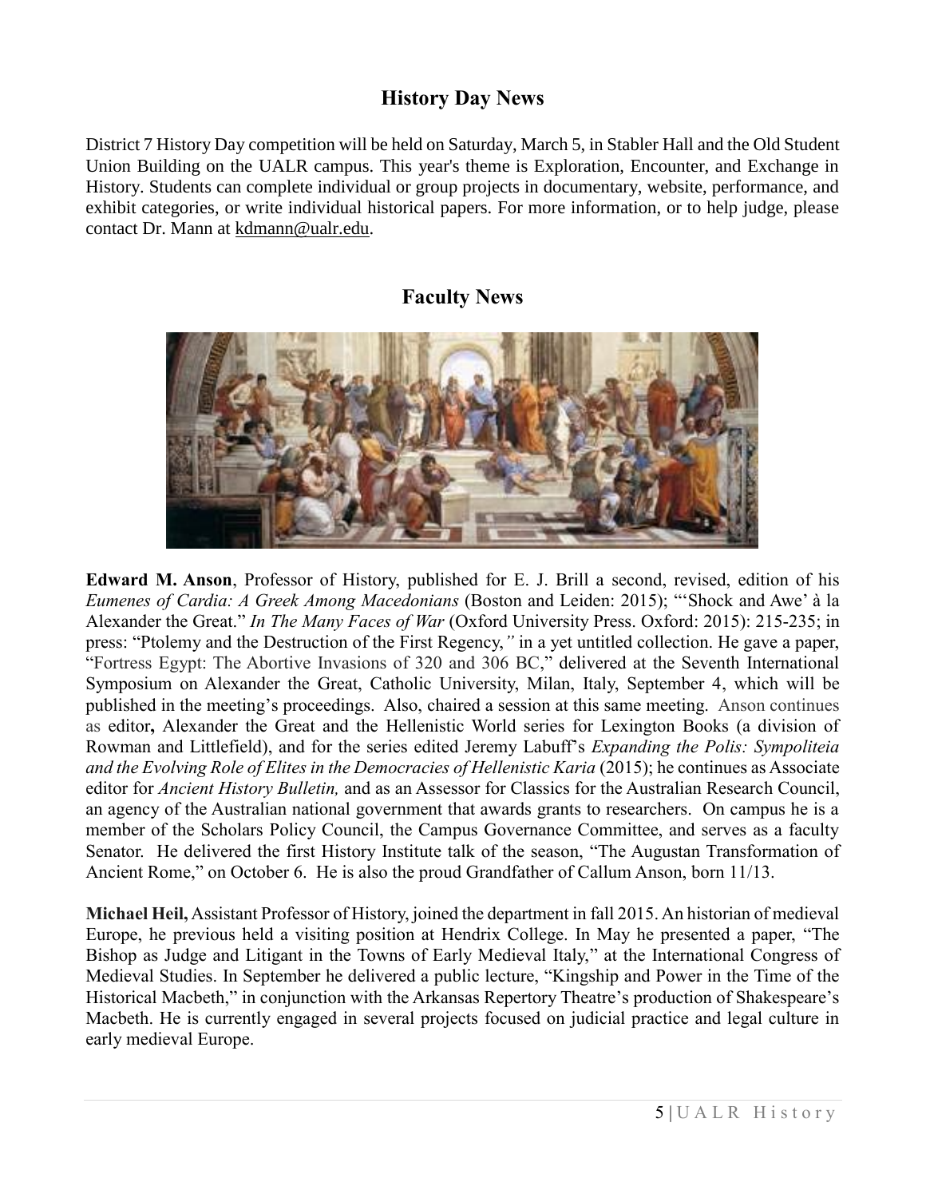## History Day News

District 7 History Day competition will be held on Saturday, March 5, in Stabler Hall and the Old Student Union Building on the UALR campus. This year's theme is Exploration, Encounter, and Exchange in History. Students can complete individual or group projects in documentary, website, performance, and exhibit categories, or write individual historical papers. For more information, or to help judge, please contact Dr. Mann at kdmann@ualr.edu.

## Faculty News

**Edward M. Anson**, Professor of History, published for E. J. Brill a second, revised, edition of his *Eumenes of Cardia: A Greek Among Macedonians* (Boston and Leiden: 2015); "'Shock and Awe' à la Alexander the Great." *In The Many Faces of War* (Oxford University Press. Oxford: 2015): 215-235; in press: "Ptolemy and the Destruction of the First Regency,*"* in a yet untitled collection. He gave a paper, "Fortress Egypt: The Abortive Invasions of 320 and 306 BC," delivered at the Seventh International Symposium on Alexander the Great, Catholic University, Milan, Italy, September 4, which will be published in the meeting's proceedings. Also, chaired a session at this same meeting. Anson continues as editor**,** Alexander the Great and the Hellenistic World series for Lexington Books (a division of Rowman and Littlefield), and for the series edited Jeremy Labuff's *Expanding the Polis: Sympoliteia and the Evolving Role of Elites in the Democracies of Hellenistic Karia* (2015); he continues as Associate editor for *Ancient History Bulletin,* and as an Assessor for Classics for the Australian Research Council, an agency of the Australian national government that awards grants to researchers. On campus he is a member of the Scholars Policy Council, the Campus Governance Committee, and serves as a faculty Senator. He delivered the first History Institute talk of the season, "The Augustan Transformation of Ancient Rome," on October 6. He is also the proud Grandfather of Callum Anson, born 11/13.

**Michael Heil,** Assistant Professor of History, joined the department in fall 2015. An historian of medieval Europe, he previous held a visiting position at Hendrix College. In May he presented a paper, "The Bishop as Judge and Litigant in the Towns of Early Medieval Italy," at the International Congress of Medieval Studies. In September he delivered a public lecture, "Kingship and Power in the Time of the Historical Macbeth," in conjunction with the Arkansas Repertory Theatre's production of Shakespeare's Macbeth. He is currently engaged in several projects focused on judicial practice and legal culture in early medieval Europe.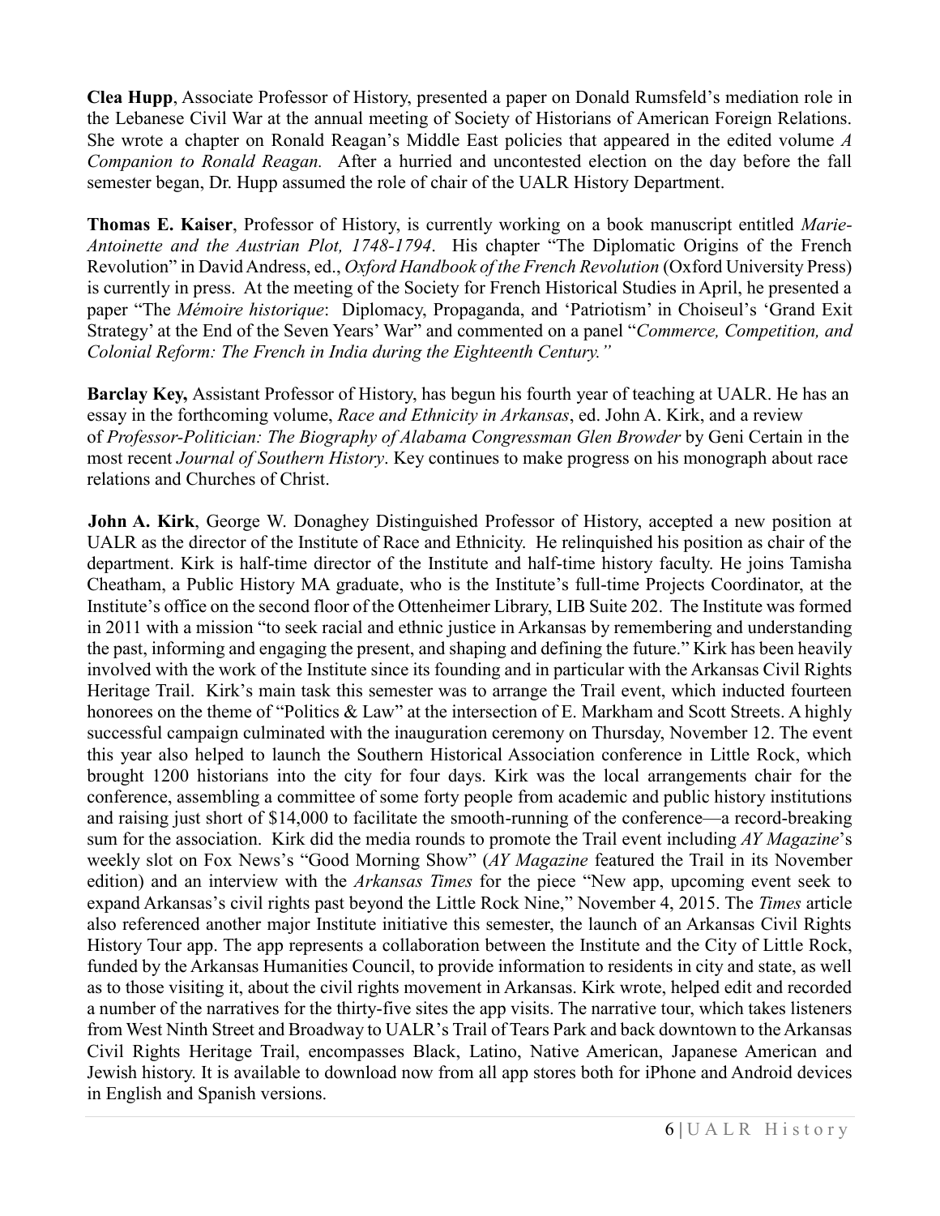**Clea Hupp**, Associate Professor of History, presented a paper on Donald Rumsfeld's mediation role in the Lebanese Civil War at the annual meeting of Society of Historians of American Foreign Relations. She wrote a chapter on Ronald Reagan's Middle East policies that appeared in the edited volume *A Companion to Ronald Reagan.* After a hurried and uncontested election on the day before the fall semester began, Dr. Hupp assumed the role of chair of the UALR History Department.

**Thomas E. Kaiser**, Professor of History, is currently working on a book manuscript entitled *Marie-Antoinette and the Austrian Plot, 1748-1794*. His chapter "The Diplomatic Origins of the French Revolution" in David Andress, ed., *Oxford Handbook of the French Revolution* (Oxford University Press) is currently in press. At the meeting of the Society for French Historical Studies in April, he presented a paper "The *Mémoire historique*: Diplomacy, Propaganda, and 'Patriotism' in Choiseul's 'Grand Exit Strategy' at the End of the Seven Years' War" and commented on a panel "*Commerce, Competition, and Colonial Reform: The French in India during the Eighteenth Century.*"

**Barclay Key,** Assistant Professor of History, has begun his fourth year of teaching at UALR. He has an essay in the forthcoming volume, *Race and Ethnicity in Arkansas*, ed. John A. Kirk, and a review of *Professor-Politician: The Biography of Alabama Congressman Glen Browder* by Geni Certain in the most recent *Journal of Southern History*. Key continues to make progress on his monograph about race relations and Churches of Christ.

**John A. Kirk**, George W. Donaghey Distinguished Professor of History, accepted a new position at UALR as the director of the Institute of Race and Ethnicity. He relinquished his position as chair of the department. Kirk is half-time director of the Institute and half-time history faculty. He joins Tamisha Cheatham, a Public History MA graduate, who is the Institute's full-time Projects Coordinator, at the Institute's office on the second floor of the Ottenheimer Library, LIB Suite 202. The Institute was formed in 2011 with a mission "to seek racial and ethnic justice in Arkansas by remembering and understanding the past, informing and engaging the present, and shaping and defining the future." Kirk has been heavily involved with the work of the Institute since its founding and in particular with the Arkansas Civil Rights Heritage Trail. Kirk's main task this semester was to arrange the Trail event, which inducted fourteen honorees on the theme of "Politics & Law" at the intersection of E. Markham and Scott Streets. A highly successful campaign culminated with the inauguration ceremony on Thursday, November 12. The event this year also helped to launch the Southern Historical Association conference in Little Rock, which brought 1200 historians into the city for four days. Kirk was the local arrangements chair for the conference, assembling a committee of some forty people from academic and public history institutions and raising just short of $14,000 to facilitate the smooth-running of the conference—a record-breaking sum for the association. Kirk did the media rounds to promote the Trail event including *AY Magazine*'s weekly slot on Fox News's "Good Morning Show" (*AY Magazine* featured the Trail in its November edition) and an interview with the *Arkansas Times* for the piece "New app, upcoming event seek to expand Arkansas's civil rights past beyond the Little Rock Nine," November 4, 2015. The *Times* article also referenced another major Institute initiative this semester, the launch of an Arkansas Civil Rights History Tour app. The app represents a collaboration between the Institute and the City of Little Rock, funded by the Arkansas Humanities Council, to provide information to residents in city and state, as well as to those visiting it, about the civil rights movement in Arkansas. Kirk wrote, helped edit and recorded a number of the narratives for the thirty-five sites the app visits. The narrative tour, which takes listeners from West Ninth Street and Broadway to UALR's Trail of Tears Park and back downtown to the Arkansas Civil Rights Heritage Trail, encompasses Black, Latino, Native American, Japanese American and Jewish history. It is available to download now from all app stores both for iPhone and Android devices in English and Spanish versions.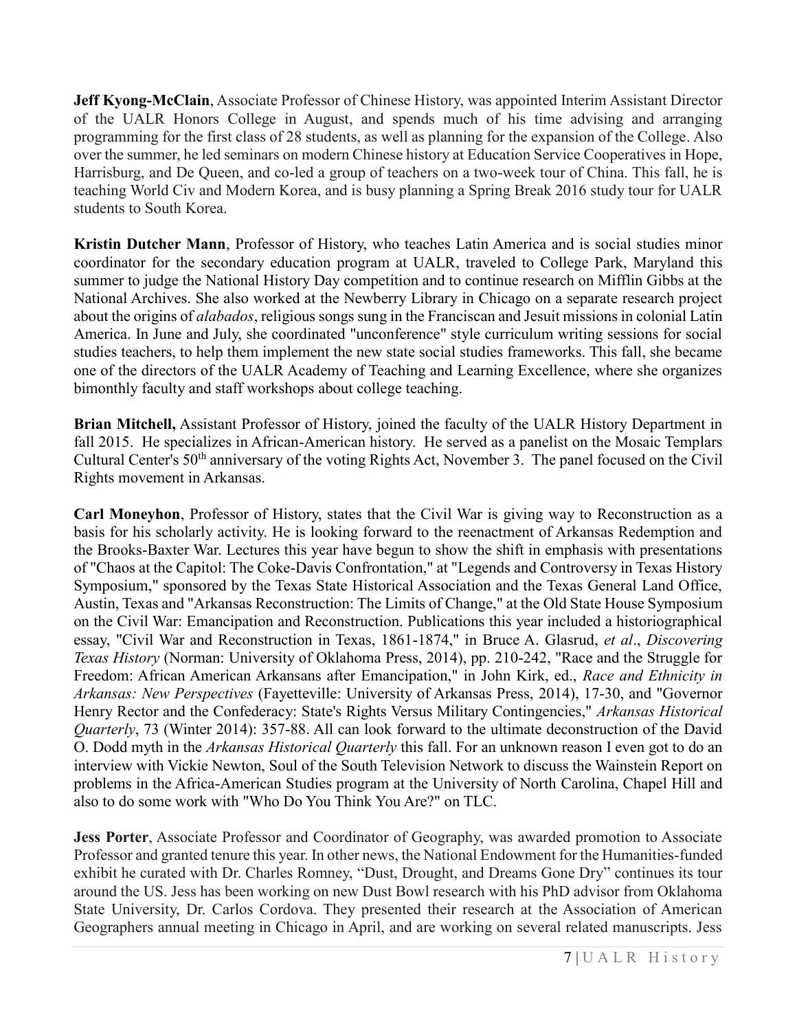**Jeff Kyong-McClain**, Associate Professor of Chinese History, was appointed Interim Assistant Director of the UALR Honors College in August, and spends much of his time advising and arranging programming for the first class of 28 students, as well as planning for the expansion of the College. Also over the summer, he led seminars on modern Chinese history at Education Service Cooperatives in Hope, Harrisburg, and De Queen, and co-led a group of teachers on a two-week tour of China. This fall, he is teaching World Civ and Modern Korea, and is busy planning a Spring Break 2016 study tour for UALR students to South Korea.

**Kristin Dutcher Mann**, Professor of History, who teaches Latin America and is social studies minor coordinator for the secondary education program at UALR, traveled to College Park, Maryland this summer to judge the National History Day competition and to continue research on Mifflin Gibbs at the National Archives. She also worked at the Newberry Library in Chicago on a separate research project about the origins of *alabados*, religious songs sung in the Franciscan and Jesuit missions in colonial Latin America. In June and July, she coordinated "unconference" style curriculum writing sessions for social studies teachers, to help them implement the new state social studies frameworks. This fall, she became one of the directors of the UALR Academy of Teaching and Learning Excellence, where she organizes bimonthly faculty and staff workshops about college teaching.

**Brian Mitchell,** Assistant Professor of History, joined the faculty of the UALR History Department in fall 2015. He specializes in African-American history. He served as a panelist on the Mosaic Templars Cultural Center's 50th anniversary of the voting Rights Act, November 3. The panel focused on the Civil Rights movement in Arkansas.

**Carl Moneyhon**, Professor of History, states that the Civil War is giving way to Reconstruction as a basis for his scholarly activity. He is looking forward to the reenactment of Arkansas Redemption and the Brooks-Baxter War. Lectures this year have begun to show the shift in emphasis with presentations of "Chaos at the Capitol: The Coke-Davis Confrontation," at "Legends and Controversy in Texas History Symposium," sponsored by the Texas State Historical Association and the Texas General Land Office, Austin, Texas and "Arkansas Reconstruction: The Limits of Change," at the Old State House Symposium on the Civil War: Emancipation and Reconstruction. Publications this year included a historiographical essay, "Civil War and Reconstruction in Texas, 1861-1874," in Bruce A. Glasrud, *et al*., *Discovering Texas History* (Norman: University of Oklahoma Press, 2014), pp. 210-242, "Race and the Struggle for Freedom: African American Arkansans after Emancipation," in John Kirk, ed., *Race and Ethnicity in Arkansas: New Perspectives* (Fayetteville: University of Arkansas Press, 2014), 17-30, and "Governor Henry Rector and the Confederacy: State's Rights Versus Military Contingencies," *Arkansas Historical Quarterly*, 73 (Winter 2014): 357-88. All can look forward to the ultimate deconstruction of the David O. Dodd myth in the *Arkansas Historical Quarterly* this fall. For an unknown reason I even got to do an interview with Vickie Newton, Soul of the South Television Network to discuss the Wainstein Report on problems in the Africa-American Studies program at the University of North Carolina, Chapel Hill and also to do some work with "Who Do You Think You Are?" on TLC.

**Jess Porter**, Associate Professor and Coordinator of Geography, was awarded promotion to Associate Professor and granted tenure this year. In other news, the National Endowment for the Humanities-funded exhibit he curated with Dr. Charles Romney, "Dust, Drought, and Dreams Gone Dry" continues its tour around the US. Jess has been working on new Dust Bowl research with his PhD advisor from Oklahoma State University, Dr. Carlos Cordova. They presented their research at the Association of American Geographers annual meeting in Chicago in April, and are working on several related manuscripts. Jess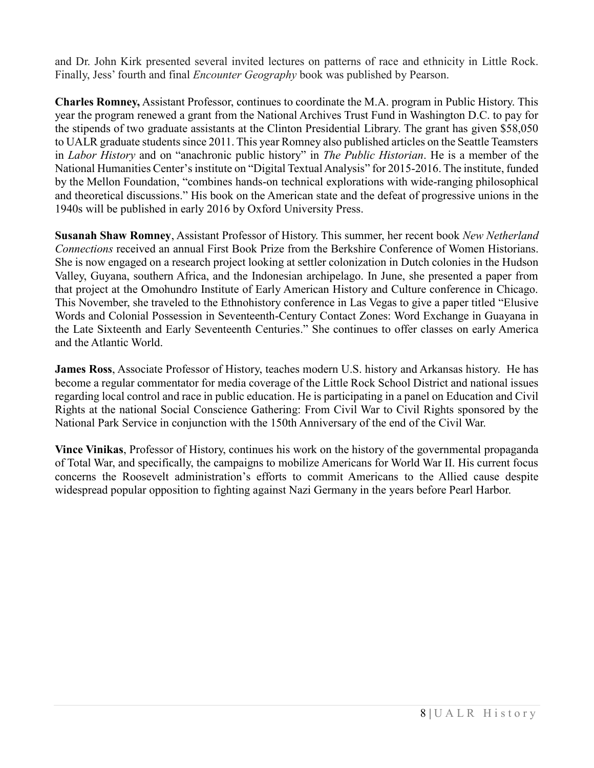and Dr. John Kirk presented several invited lectures on patterns of race and ethnicity in Little Rock. Finally, Jess' fourth and final *Encounter Geography* book was published by Pearson.

**Charles Romney,** Assistant Professor, continues to coordinate the M.A. program in Public History. This year the program renewed a grant from the National Archives Trust Fund in Washington D.C. to pay for the stipends of two graduate assistants at the Clinton Presidential Library. The grant has given $58,050 to UALR graduate students since 2011. This year Romney also published articles on the Seattle Teamsters in *Labor History* and on "anachronic public history" in *The Public Historian*. He is a member of the National Humanities Center's institute on "Digital Textual Analysis" for 2015-2016. The institute, funded by the Mellon Foundation, "combines hands-on technical explorations with wide-ranging philosophical and theoretical discussions." His book on the American state and the defeat of progressive unions in the 1940s will be published in early 2016 by Oxford University Press.

**Susanah Shaw Romney**, Assistant Professor of History. This summer, her recent book *New Netherland Connections* received an annual First Book Prize from the Berkshire Conference of Women Historians. She is now engaged on a research project looking at settler colonization in Dutch colonies in the Hudson Valley, Guyana, southern Africa, and the Indonesian archipelago. In June, she presented a paper from that project at the Omohundro Institute of Early American History and Culture conference in Chicago. This November, she traveled to the Ethnohistory conference in Las Vegas to give a paper titled "Elusive Words and Colonial Possession in Seventeenth-Century Contact Zones: Word Exchange in Guayana in the Late Sixteenth and Early Seventeenth Centuries." She continues to offer classes on early America and the Atlantic World.

**James Ross**, Associate Professor of History, teaches modern U.S. history and Arkansas history. He has become a regular commentator for media coverage of the Little Rock School District and national issues regarding local control and race in public education. He is participating in a panel on Education and Civil Rights at the national Social Conscience Gathering: From Civil War to Civil Rights sponsored by the National Park Service in conjunction with the 150th Anniversary of the end of the Civil War.

**Vince Vinikas**, Professor of History, continues his work on the history of the governmental propaganda of Total War, and specifically, the campaigns to mobilize Americans for World War II. His current focus concerns the Roosevelt administration's efforts to commit Americans to the Allied cause despite widespread popular opposition to fighting against Nazi Germany in the years before Pearl Harbor.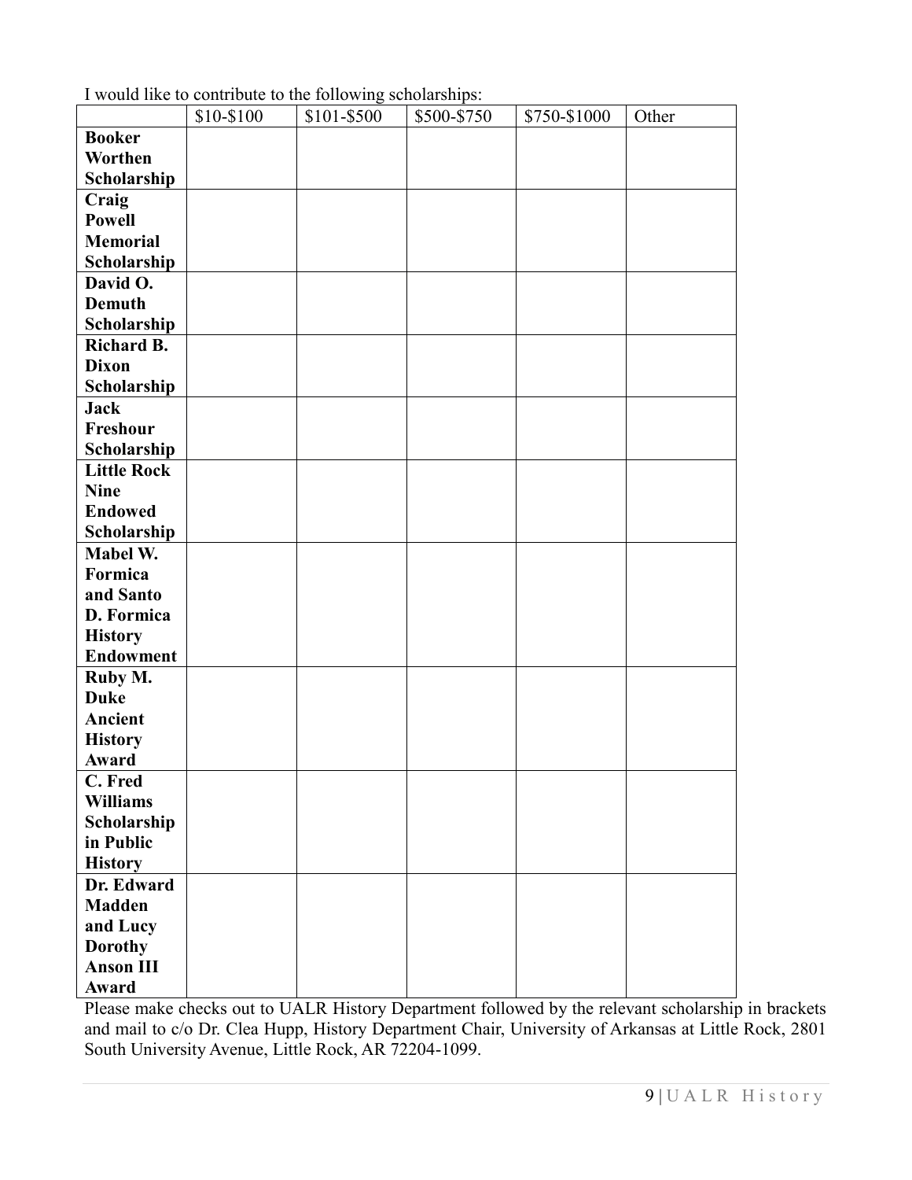I would like to contribute to the following scholarships:

| | $10-$100 | $101-$500 | $500-$750 | $750-$1000 | Other |
|---|---|---|---|---|---|
| **Booker Worthen Scholarship** | | | | | |
| **Craig Powell Memorial Scholarship** | | | | | |
| **David O. Demuth Scholarship** | | | | | |
| **Richard B. Dixon Scholarship** | | | | | |
| **Jack Freshour Scholarship** | | | | | |
| **Little Rock Nine Endowed Scholarship** | | | | | |
| **Mabel W. Formica and Santo D. Formica History Endowment** | | | | | |
| **Ruby M. Duke Ancient History Award** | | | | | |
| **C. Fred Williams Scholarship in Public History** | | | | | |
| **Dr. Edward Madden and Lucy Dorothy Anson III Award** | | | | | |

Please make checks out to UALR History Department followed by the relevant scholarship in brackets and mail to c/o Dr. Clea Hupp, History Department Chair, University of Arkansas at Little Rock, 2801 South University Avenue, Little Rock, AR 72204-1099.